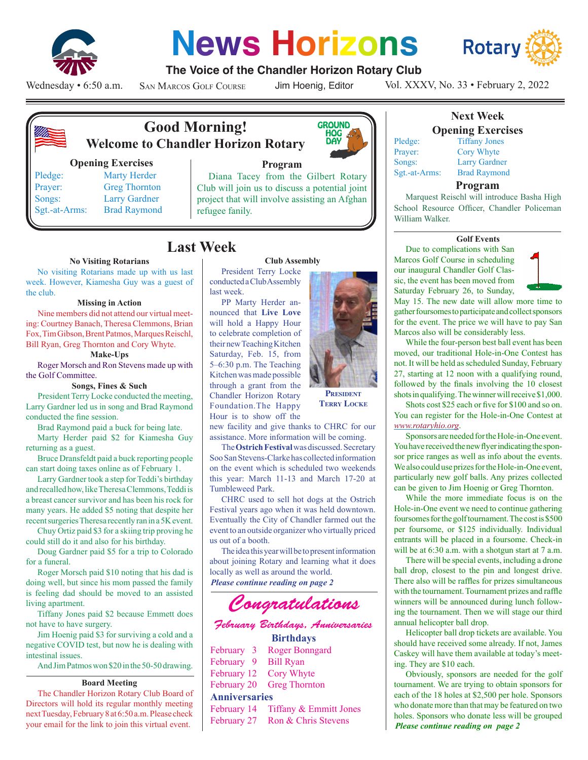# News Horizons

**The Voice of the Chandler Horizon Rotary Club**

Wednesday • 6:50 a.m. | San Marcos Golf Course | Jim Hoenig, Editor | Vol. XXXV, No. 33 • February 2, 2022

## Good Morning! Welcome to Chandler Horizon Rotary

### Opening Exercises

| | |
|---|---|
| Pledge: | Marty Herder |
| Prayer: | Greg Thornton |
| Songs: | Larry Gardner |
| Sgt.-at-Arms: | Brad Raymond |

### Program

Diana Tacey from the Gilbert Rotary Club will join us to discuss a potential joint project that will involve assisting an Afghan refugee fanily.

## Last Week

### No Visiting Rotarians

No visiting Rotarians made up with us last week. However, Kiamesha Guy was a guest of the club.

### Missing in Action

Nine members did not attend our virtual meeting: Courtney Banach, Theresa Clemmons, Brian Fox, Tim Gibson, Brent Patmos, Marques Reischl, Bill Ryan, Greg Thornton and Cory Whyte.

### Make-Ups

Roger Morsch and Ron Stevens made up with the Golf Committee.

### Songs, Fines & Such

President Terry Locke conducted the meeting, Larry Gardner led us in song and Brad Raymond conducted the fine session.

Brad Raymond paid a buck for being late.

Marty Herder paid $2 for Kiamesha Guy returning as a guest.

Bruce Dransfeldt paid a buck reporting people can start doing taxes online as of February 1.

Larry Gardner took a step for Teddi's birthday and recalled how, like Theresa Clemmons, Teddi is a breast cancer survivor and has been his rock for many years. He added $5 noting that despite her recent surgeries Theresa recently ran in a 5K event.

Chuy Ortiz paid $3 for a skiing trip proving he could still do it and also for his birthday.

Doug Gardner paid also $5 for a trip to Colorado for a funeral.

Roger Morsch paid $10 noting that his dad is doing well, but since his mom passed the family is feeling dad should be moved to an assisted living apartment.

Tiffany Jones paid $2 because Emmett does not have to have surgery.

Jim Hoenig paid $3 for surviving a cold and a negative COVID test, but now he is dealing with intestinal issues.

And Jim Patmos won $20 in the 50-50 drawing.

### Board Meeting

The Chandler Horizon Rotary Club Board of Directors will hold its regular monthly meeting next Tuesday, February 8 at 6:50 a.m. Please check your email for the link to join this virtual event.

### Club Assembly

President Terry Locke conducted a Club Assembly last week.

PP Marty Herder announced that **Live Love** will hold a Happy Hour to celebrate completion of their new Teaching Kitchen Saturday, Feb. 15, from 5–6:30 p.m. The Teaching Kitchen was made possible through a grant from the Chandler Horizon Rotary Foundation. The Happy Hour is to show off the new facility and give thanks to CHRC for our assistance. More information will be coming.

President Terry Locke

The **Ostrich Festival** was discussed. Secretary Soo San Stevens-Clarke has collected information on the event which is scheduled two weekends this year: March 11-13 and March 17-20 at Tumbleweed Park.

CHRC used to sell hot dogs at the Ostrich Festival years ago when it was held downtown. Eventually the City of Chandler farmed out the event to an outside organizer who virtually priced us out of a booth.

The idea this year will be to present information about joining Rotary and learning what it does locally as well as around the world.

***Please continue reading on page 2***

## *Congratulations*

### *February Birthdays, Anniversaries*

**Birthdays**

| | |
|---|---|
| February 3 | Roger Bonngard |
| February 9 | Bill Ryan |
| February 12 | Cory Whyte |
| February 20 | Greg Thornton |

**Anniversaries**

| | |
|---|---|
| February 14 | Tiffany & Emmitt Jones |
| February 27 | Ron & Chris Stevens |

## Next Week

### Opening Exercises

| | |
|---|---|
| Pledge: | Tiffany Jones |
| Prayer: | Cory Whyte |
| Songs: | Larry Gardner |
| Sgt.-at-Arms: | Brad Raymond |

### Program

Marquest Reischl will introduce Basha High School Resource Officer, Chandler Policeman William Walker.

### Golf Events

Due to complications with San Marcos Golf Course in scheduling our inaugural Chandler Golf Classic, the event has been moved from Saturday February 26, to Sunday, May 15. The new date will allow more time to gather foursomes to participate and collect sponsors for the event. The price we will have to pay San Marcos also will be considerably less.

While the four-person best ball event has been moved, our traditional Hole-in-One Contest has not. It will be held as scheduled Sunday, February 27, starting at 12 noon with a qualifying round, followed by the finals involving the 10 closest shots in qualifying. The winner will receive $1,000.

Shots cost $25 each or five for $100 and so on. You can register for the Hole-in-One Contest at *www.rotaryhio.org*.

Sponsors are needed for the Hole-in-One event. You have received the new flyer indicating the sponsor price ranges as well as info about the events. We also could use prizes for the Hole-in-One event, particularly new golf balls. Any prizes collected can be given to Jim Hoenig or Greg Thornton.

While the more immediate focus is on the Hole-in-One event we need to continue gathering foursomes for the golf tournament. The cost is $500 per foursome, or $125 individually. Individual entrants will be placed in a foursome. Check-in will be at 6:30 a.m. with a shotgun start at 7 a.m.

There will be special events, including a drone ball drop, closest to the pin and longest drive. There also will be raffles for prizes simultaneous with the tournament. Tournament prizes and raffle winners will be announced during lunch following the tournament. Then we will stage our third annual helicopter ball drop.

Helicopter ball drop tickets are available. You should have received some already. If not, James Caskey will have them available at today's meeting. They are $10 each.

Obviously, sponsors are needed for the golf tournament. We are trying to obtain sponsors for each of the 18 holes at $2,500 per hole. Sponsors who donate more than that may be featured on two holes. Sponsors who donate less will be grouped

***Please continue reading on page 2***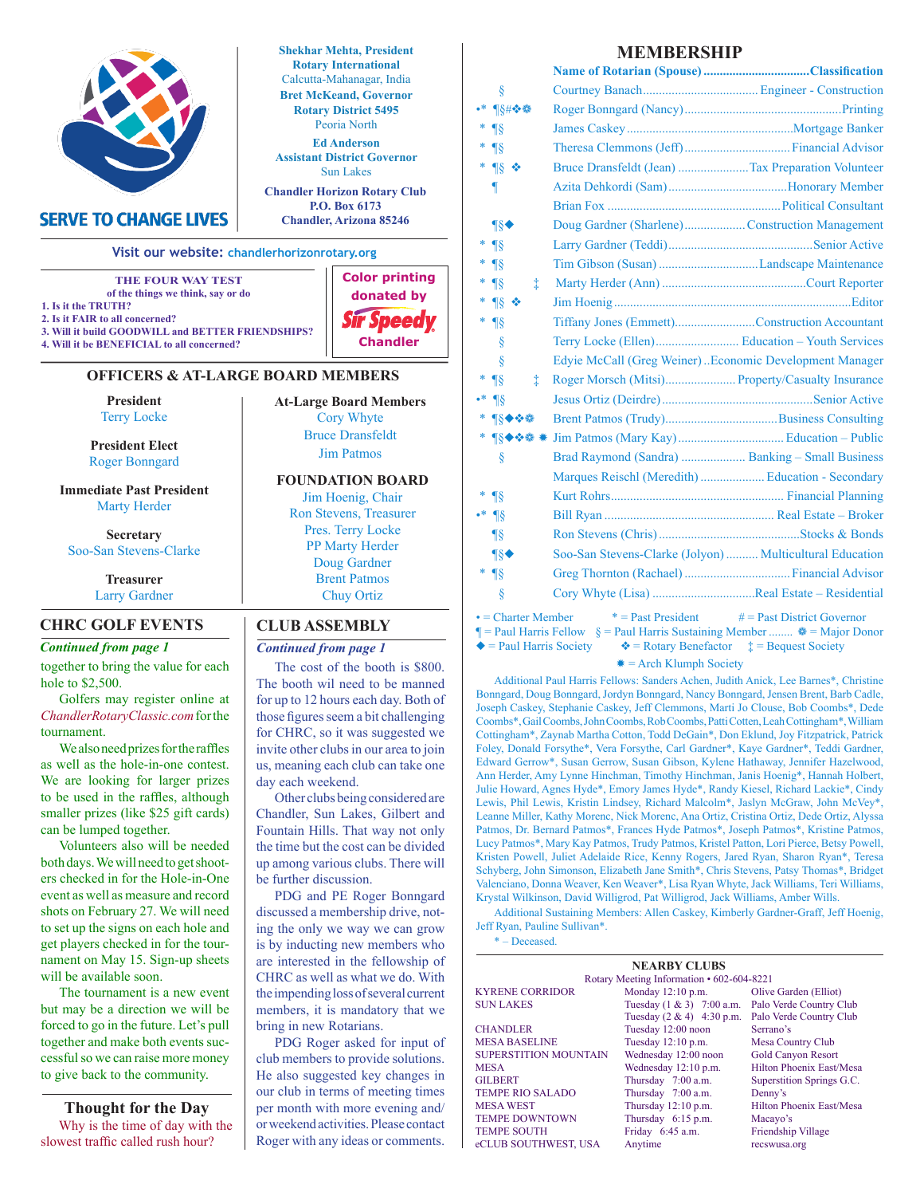SERVE TO CHANGE LIVES

**Shekhar Mehta, President**
**Rotary International**
Calcutta-Mahanagar, India
**Bret McKeand, Governor**
**Rotary District 5495**
Peoria North
**Ed Anderson**
**Assistant District Governor**
Sun Lakes
**Chandler Horizon Rotary Club**
**P.O. Box 6173**
**Chandler, Arizona 85246**

Visit our website: chandlerhorizonrotary.org

**THE FOUR WAY TEST**
**of the things we think, say or do**
1. Is it the TRUTH?
2. Is it FAIR to all concerned?
3. Will it build GOODWILL and BETTER FRIENDSHIPS?
4. Will it be BENEFICIAL to all concerned?

Color printing donated by Sir Speedy Chandler

## OFFICERS & AT-LARGE BOARD MEMBERS

**President**
Terry Locke

**President Elect**
Roger Bonngard

**Immediate Past President**
Marty Herder

**Secretary**
Soo-San Stevens-Clarke

**Treasurer**
Larry Gardner

**At-Large Board Members**
Cory Whyte
Bruce Dransfeldt
Jim Patmos

**FOUNDATION BOARD**
Jim Hoenig, Chair
Ron Stevens, Treasurer
Pres. Terry Locke
PP Marty Herder
Doug Gardner
Brent Patmos
Chuy Ortiz

## CHRC GOLF EVENTS

*Continued from page 1*

together to bring the value for each hole to $2,500.

Golfers may register online at *ChandlerRotaryClassic.com* for the tournament.

We also need prizes for the raffles as well as the hole-in-one contest. We are looking for larger prizes to be used in the raffles, although smaller prizes (like $25 gift cards) can be lumped together.

Volunteers also will be needed both days. We will need to get shooters checked in for the Hole-in-One event as well as measure and record shots on February 27. We will need to set up the signs on each hole and get players checked in for the tournament on May 15. Sign-up sheets will be available soon.

The tournament is a new event but may be a direction we will be forced to go in the future. Let's pull together and make both events successful so we can raise more money to give back to the community.

### Thought for the Day

Why is the time of day with the slowest traffic called rush hour?

## CLUB ASSEMBLY

*Continued from page 1*

The cost of the booth is $800. The booth wil need to be manned for up to 12 hours each day. Both of those figures seem a bit challenging for CHRC, so it was suggested we invite other clubs in our area to join us, meaning each club can take one day each weekend.

Other clubs being considered are Chandler, Sun Lakes, Gilbert and Fountain Hills. That way not only the time but the cost can be divided up among various clubs. There will be further discussion.

PDG and PE Roger Bonngard discussed a membership drive, noting the only we way we can grow is by inducting new members who are interested in the fellowship of CHRC as well as what we do. With the impending loss of several current members, it is mandatory that we bring in new Rotarians.

PDG Roger asked for input of club members to provide solutions. He also suggested key changes in our club in terms of meeting times per month with more evening and/or weekend activities. Please contact Roger with any ideas or comments.

## MEMBERSHIP

| | Name of Rotarian (Spouse) | Classification |
|---|---|---|
| § | Courtney Banach | Engineer - Construction |
| •* ¶§#❖❁ | Roger Bonngard (Nancy) | Printing |
| * ¶§ | James Caskey | Mortgage Banker |
| * ¶§ | Theresa Clemmons (Jeff) | Financial Advisor |
| * ¶§ ❖ | Bruce Dransfeldt (Jean) | Tax Preparation Volunteer |
| ¶ | Azita Dehkordi (Sam) | Honorary Member |
| | Brian Fox | Political Consultant |
| ¶§◆ | Doug Gardner (Sharlene) | Construction Management |
| * ¶§ | Larry Gardner (Teddi) | Senior Active |
| * ¶§ | Tim Gibson (Susan) | Landscape Maintenance |
| * ¶§ ‡ | Marty Herder (Ann) | Court Reporter |
| * ¶§ ❖ | Jim Hoenig | Editor |
| * ¶§ | Tiffany Jones (Emmett) | Construction Accountant |
| § | Terry Locke (Ellen) | Education – Youth Services |
| § | Edyie McCall (Greg Weiner) | Economic Development Manager |
| * ¶§ ‡ | Roger Morsch (Mitsi) | Property/Casualty Insurance |
| •* ¶§ | Jesus Ortiz (Deirdre) | Senior Active |
| * ¶§◆❖❁ | Brent Patmos (Trudy) | Business Consulting |
| * ¶§◆❖❁ ✹ | Jim Patmos (Mary Kay) | Education – Public |
| § | Brad Raymond (Sandra) | Banking – Small Business |
| | Marques Reischl (Meredith) | Education - Secondary |
| * ¶§ | Kurt Rohrs | Financial Planning |
| •* ¶§ | Bill Ryan | Real Estate – Broker |
| ¶§ | Ron Stevens (Chris) | Stocks & Bonds |
| ¶§◆ | Soo-San Stevens-Clarke (Jolyon) | Multicultural Education |
| * ¶§ | Greg Thornton (Rachael) | Financial Advisor |
| § | Cory Whyte (Lisa) | Real Estate – Residential |

• = Charter Member   * = Past President   # = Past District Governor
¶ = Paul Harris Fellow   § = Paul Harris Sustaining Member   ❁ = Major Donor
◆ = Paul Harris Society   ❖ = Rotary Benefactor   ‡ = Bequest Society
✹ = Arch Klumph Society

Additional Paul Harris Fellows: Sanders Achen, Judith Anick, Lee Barnes*, Christine Bonngard, Doug Bonngard, Jordyn Bonngard, Nancy Bonngard, Jensen Brent, Barb Cadle, Joseph Caskey, Stephanie Caskey, Jeff Clemmons, Marti Jo Clouse, Bob Coombs*, Dede Coombs*, Gail Coombs, John Coombs, Rob Coombs, Patti Cotten, Leah Cottingham*, William Cottingham*, Zaynab Martha Cotton, Todd DeGain*, Don Eklund, Joy Fitzpatrick, Patrick Foley, Donald Forsythe*, Vera Forsythe, Carl Gardner*, Kaye Gardner*, Teddi Gardner, Edward Gerrow*, Susan Gerrow, Susan Gibson, Kylene Hathaway, Jennifer Hazelwood, Ann Herder, Amy Lynne Hinchman, Timothy Hinchman, Janis Hoenig*, Hannah Holbert, Julie Howard, Agnes Hyde*, Emory James Hyde*, Randy Kiesel, Richard Lackie*, Cindy Lewis, Phil Lewis, Kristin Lindsey, Richard Malcolm*, Jaslyn McGraw, John McVey*, Leanne Miller, Kathy Morenc, Nick Morenc, Ana Ortiz, Cristina Ortiz, Dede Ortiz, Alyssa Patmos, Dr. Bernard Patmos*, Frances Hyde Patmos*, Joseph Patmos*, Kristine Patmos, Lucy Patmos*, Mary Kay Patmos, Trudy Patmos, Kristel Patton, Lori Pierce, Betsy Powell, Kristen Powell, Juliet Adelaide Rice, Kenny Rogers, Jared Ryan, Sharon Ryan*, Teresa Schyberg, John Simonson, Elizabeth Jane Smith*, Chris Stevens, Patsy Thomas*, Bridget Valenciano, Donna Weaver, Ken Weaver*, Lisa Ryan Whyte, Jack Williams, Teri Williams, Krystal Wilkinson, David Willigrod, Pat Willigrod, Jack Williams, Amber Wills.

Additional Sustaining Members: Allen Caskey, Kimberly Gardner-Graff, Jeff Hoenig, Jeff Ryan, Pauline Sullivan*.

* – Deceased.

### NEARBY CLUBS

Rotary Meeting Information • 602-604-8221

| | | |
|---|---|---|
| KYRENE CORRIDOR | Monday 12:10 p.m. | Olive Garden (Elliot) |
| SUN LAKES | Tuesday (1 & 3) 7:00 a.m. | Palo Verde Country Club |
| | Tuesday (2 & 4) 4:30 p.m. | Palo Verde Country Club |
| CHANDLER | Tuesday 12:00 noon | Serrano's |
| MESA BASELINE | Tuesday 12:10 p.m. | Mesa Country Club |
| SUPERSTITION MOUNTAIN | Wednesday 12:00 noon | Gold Canyon Resort |
| MESA | Wednesday 12:10 p.m. | Hilton Phoenix East/Mesa |
| GILBERT | Thursday 7:00 a.m. | Superstition Springs G.C. |
| TEMPE RIO SALADO | Thursday 7:00 a.m. | Denny's |
| MESA WEST | Thursday 12:10 p.m. | Hilton Phoenix East/Mesa |
| TEMPE DOWNTOWN | Thursday 6:15 p.m. | Macayo's |
| TEMPE SOUTH | Friday 6:45 a.m. | Friendship Village |
| eCLUB SOUTHWEST, USA | Anytime | recswusa.org |